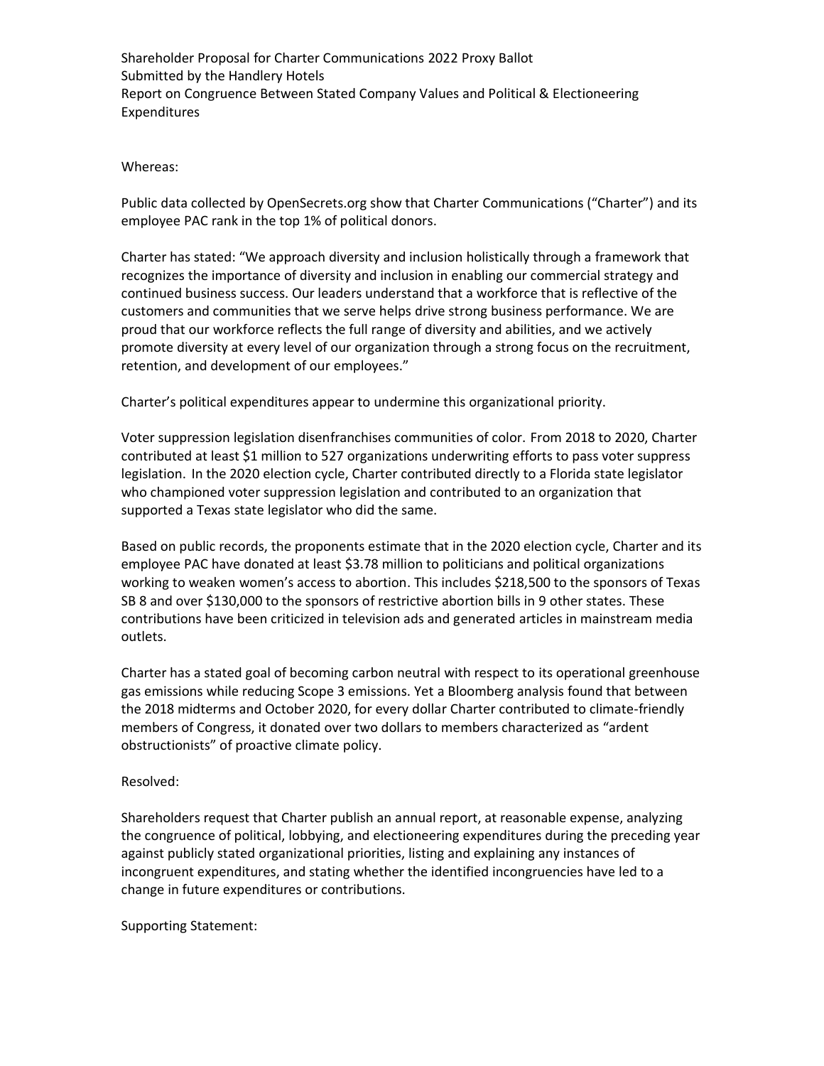Shareholder Proposal for Charter Communications 2022 Proxy Ballot
Submitted by the Handlery Hotels
Report on Congruence Between Stated Company Values and Political & Electioneering Expenditures

Whereas:

Public data collected by OpenSecrets.org show that Charter Communications ("Charter") and its employee PAC rank in the top 1% of political donors.

Charter has stated: "We approach diversity and inclusion holistically through a framework that recognizes the importance of diversity and inclusion in enabling our commercial strategy and continued business success. Our leaders understand that a workforce that is reflective of the customers and communities that we serve helps drive strong business performance. We are proud that our workforce reflects the full range of diversity and abilities, and we actively promote diversity at every level of our organization through a strong focus on the recruitment, retention, and development of our employees."

Charter's political expenditures appear to undermine this organizational priority.

Voter suppression legislation disenfranchises communities of color. From 2018 to 2020, Charter contributed at least $1 million to 527 organizations underwriting efforts to pass voter suppress legislation. In the 2020 election cycle, Charter contributed directly to a Florida state legislator who championed voter suppression legislation and contributed to an organization that supported a Texas state legislator who did the same.

Based on public records, the proponents estimate that in the 2020 election cycle, Charter and its employee PAC have donated at least $3.78 million to politicians and political organizations working to weaken women's access to abortion. This includes $218,500 to the sponsors of Texas SB 8 and over $130,000 to the sponsors of restrictive abortion bills in 9 other states. These contributions have been criticized in television ads and generated articles in mainstream media outlets.

Charter has a stated goal of becoming carbon neutral with respect to its operational greenhouse gas emissions while reducing Scope 3 emissions. Yet a Bloomberg analysis found that between the 2018 midterms and October 2020, for every dollar Charter contributed to climate-friendly members of Congress, it donated over two dollars to members characterized as "ardent obstructionists" of proactive climate policy.

Resolved:

Shareholders request that Charter publish an annual report, at reasonable expense, analyzing the congruence of political, lobbying, and electioneering expenditures during the preceding year against publicly stated organizational priorities, listing and explaining any instances of incongruent expenditures, and stating whether the identified incongruencies have led to a change in future expenditures or contributions.

Supporting Statement: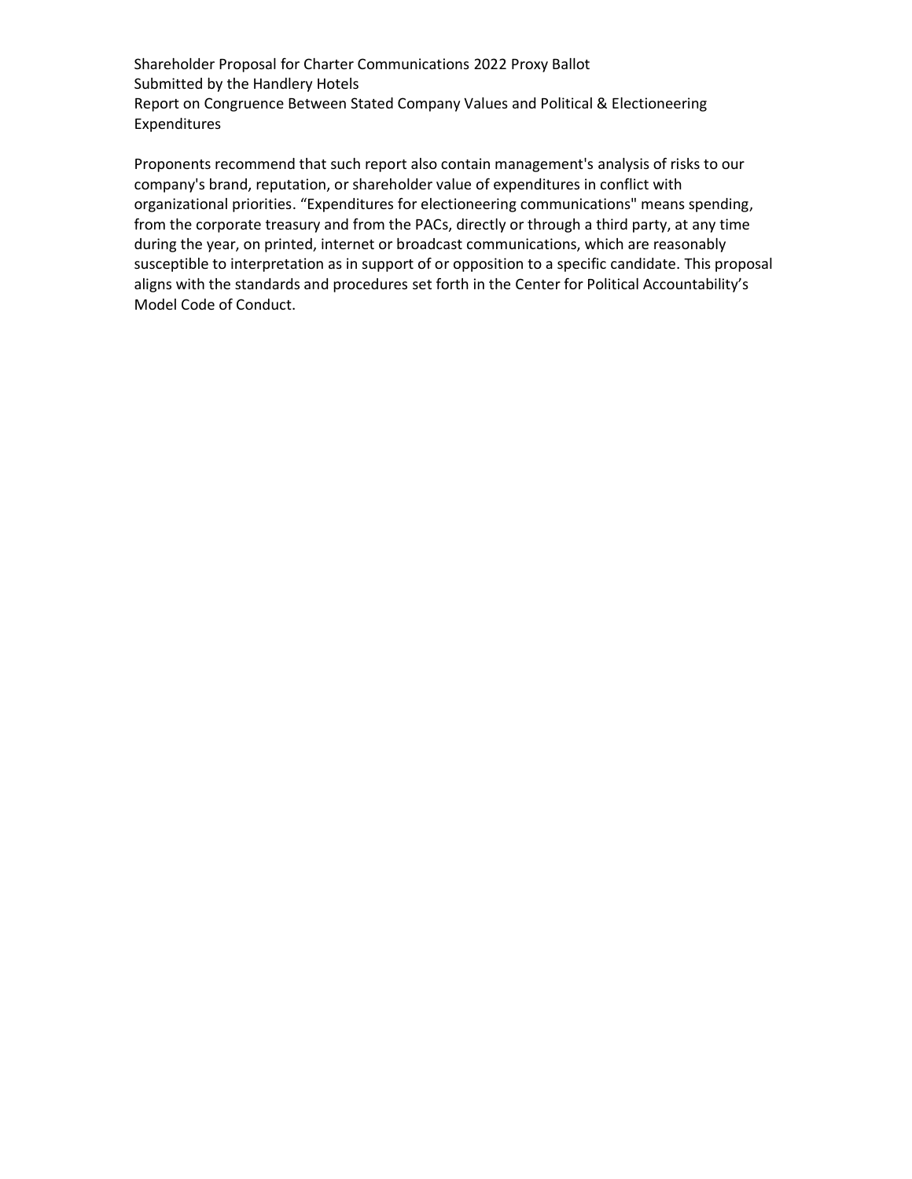Shareholder Proposal for Charter Communications 2022 Proxy Ballot
Submitted by the Handlery Hotels
Report on Congruence Between Stated Company Values and Political & Electioneering Expenditures

Proponents recommend that such report also contain management's analysis of risks to our company's brand, reputation, or shareholder value of expenditures in conflict with organizational priorities. “Expenditures for electioneering communications" means spending, from the corporate treasury and from the PACs, directly or through a third party, at any time during the year, on printed, internet or broadcast communications, which are reasonably susceptible to interpretation as in support of or opposition to a specific candidate. This proposal aligns with the standards and procedures set forth in the Center for Political Accountability’s Model Code of Conduct.